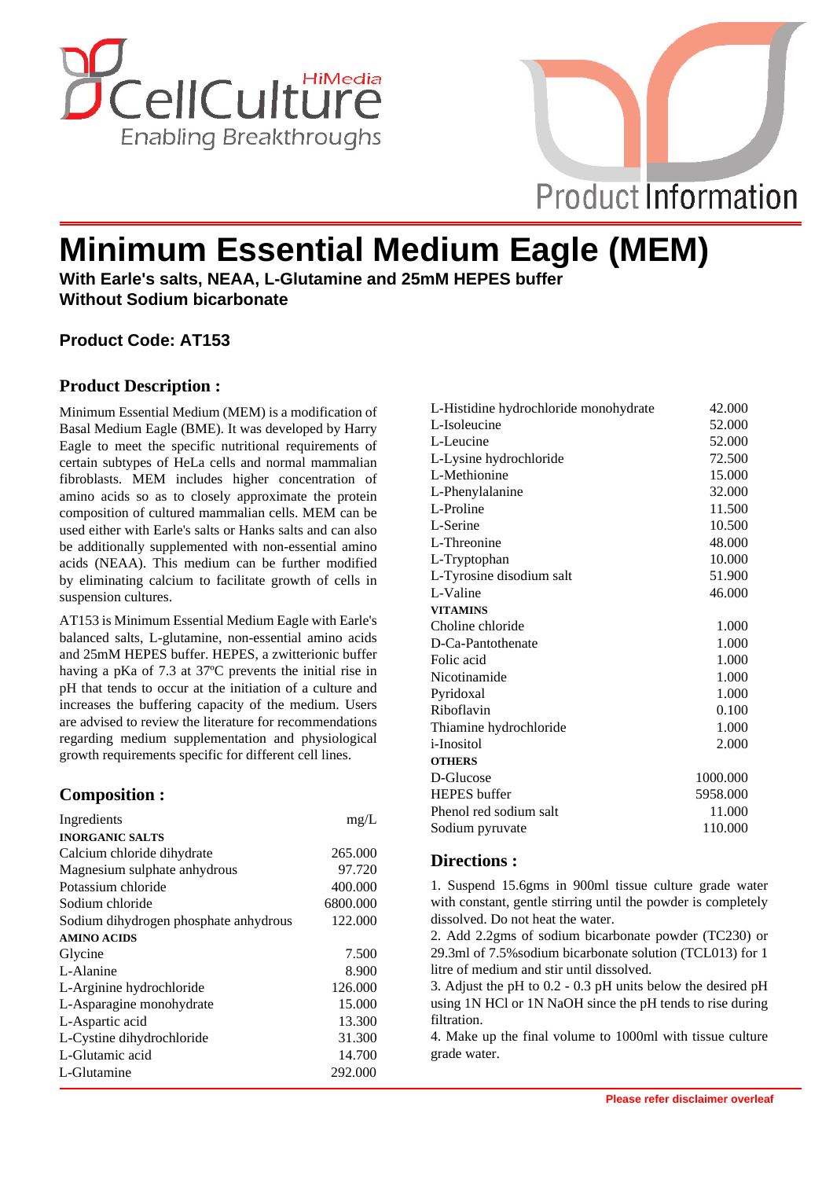# Minimum Essential Medium Eagle (MEM)

**With Earle's salts, NEAA, L-Glutamine and 25mM HEPES buffer**
**Without Sodium bicarbonate**

**Product Code: AT153**

## Product Description :

Minimum Essential Medium (MEM) is a modification of Basal Medium Eagle (BME). It was developed by Harry Eagle to meet the specific nutritional requirements of certain subtypes of HeLa cells and normal mammalian fibroblasts. MEM includes higher concentration of amino acids so as to closely approximate the protein composition of cultured mammalian cells. MEM can be used either with Earle's salts or Hanks salts and can also be additionally supplemented with non-essential amino acids (NEAA). This medium can be further modified by eliminating calcium to facilitate growth of cells in suspension cultures.

AT153 is Minimum Essential Medium Eagle with Earle's balanced salts, L-glutamine, non-essential amino acids and 25mM HEPES buffer. HEPES, a zwitterionic buffer having a pKa of 7.3 at 37ºC prevents the initial rise in pH that tends to occur at the initiation of a culture and increases the buffering capacity of the medium. Users are advised to review the literature for recommendations regarding medium supplementation and physiological growth requirements specific for different cell lines.

## Composition :

| Ingredients | mg/L |
|---|---|
| **INORGANIC SALTS** | |
| Calcium chloride dihydrate | 265.000 |
| Magnesium sulphate anhydrous | 97.720 |
| Potassium chloride | 400.000 |
| Sodium chloride | 6800.000 |
| Sodium dihydrogen phosphate anhydrous | 122.000 |
| **AMINO ACIDS** | |
| Glycine | 7.500 |
| L-Alanine | 8.900 |
| L-Arginine hydrochloride | 126.000 |
| L-Asparagine monohydrate | 15.000 |
| L-Aspartic acid | 13.300 |
| L-Cystine dihydrochloride | 31.300 |
| L-Glutamic acid | 14.700 |
| L-Glutamine | 292.000 |
| L-Histidine hydrochloride monohydrate | 42.000 |
| L-Isoleucine | 52.000 |
| L-Leucine | 52.000 |
| L-Lysine hydrochloride | 72.500 |
| L-Methionine | 15.000 |
| L-Phenylalanine | 32.000 |
| L-Proline | 11.500 |
| L-Serine | 10.500 |
| L-Threonine | 48.000 |
| L-Tryptophan | 10.000 |
| L-Tyrosine disodium salt | 51.900 |
| L-Valine | 46.000 |
| **VITAMINS** | |
| Choline chloride | 1.000 |
| D-Ca-Pantothenate | 1.000 |
| Folic acid | 1.000 |
| Nicotinamide | 1.000 |
| Pyridoxal | 1.000 |
| Riboflavin | 0.100 |
| Thiamine hydrochloride | 1.000 |
| i-Inositol | 2.000 |
| **OTHERS** | |
| D-Glucose | 1000.000 |
| HEPES buffer | 5958.000 |
| Phenol red sodium salt | 11.000 |
| Sodium pyruvate | 110.000 |

## Directions :

1. Suspend 15.6gms in 900ml tissue culture grade water with constant, gentle stirring until the powder is completely dissolved. Do not heat the water.
2. Add 2.2gms of sodium bicarbonate powder (TC230) or 29.3ml of 7.5%sodium bicarbonate solution (TCL013) for 1 litre of medium and stir until dissolved.
3. Adjust the pH to 0.2 - 0.3 pH units below the desired pH using 1N HCl or 1N NaOH since the pH tends to rise during filtration.
4. Make up the final volume to 1000ml with tissue culture grade water.

**Please refer disclaimer overleaf**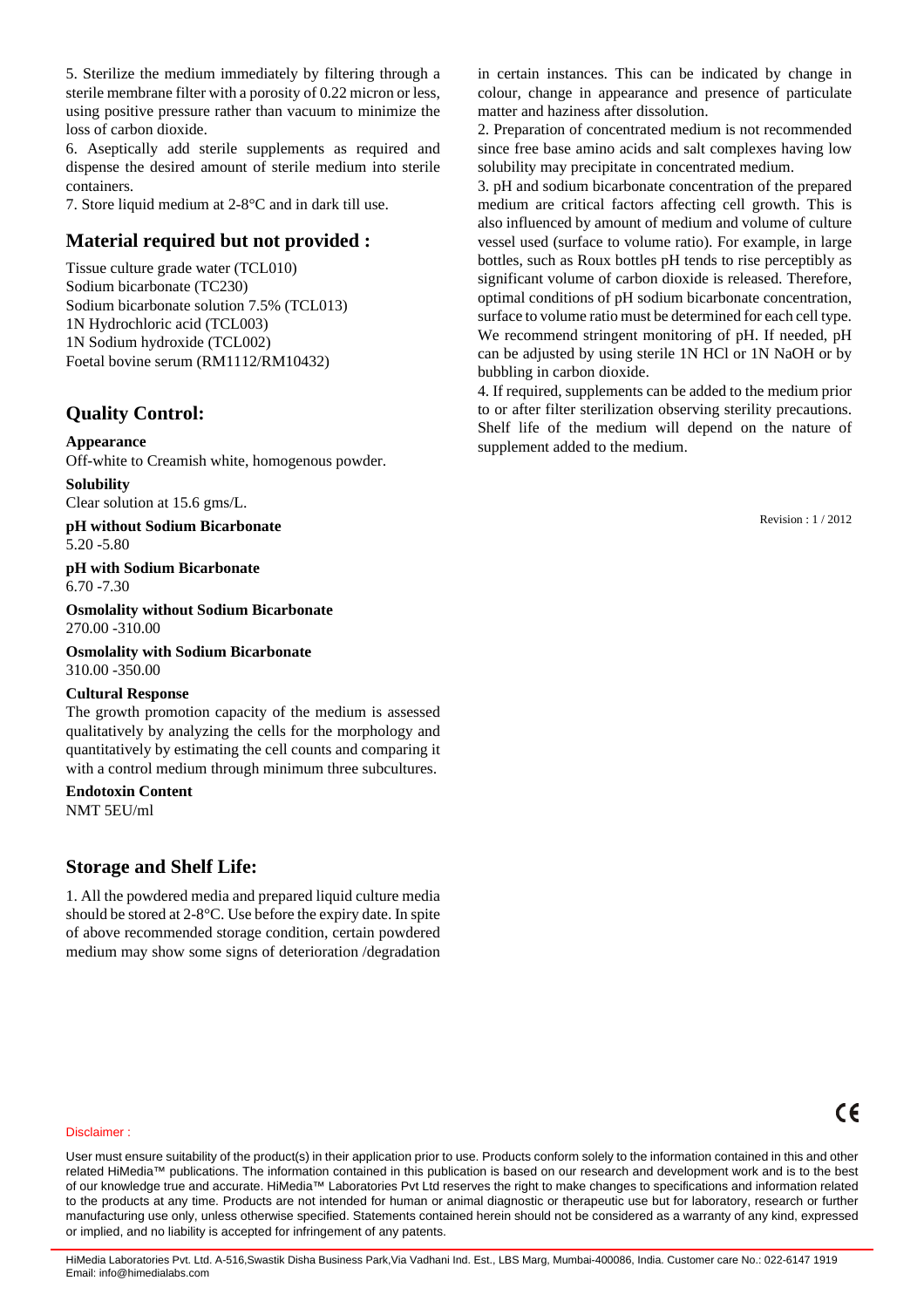5. Sterilize the medium immediately by filtering through a sterile membrane filter with a porosity of 0.22 micron or less, using positive pressure rather than vacuum to minimize the loss of carbon dioxide.

6. Aseptically add sterile supplements as required and dispense the desired amount of sterile medium into sterile containers.

7. Store liquid medium at 2-8°C and in dark till use.

## Material required but not provided :

Tissue culture grade water (TCL010)
Sodium bicarbonate (TC230)
Sodium bicarbonate solution 7.5% (TCL013)
1N Hydrochloric acid (TCL003)
1N Sodium hydroxide (TCL002)
Foetal bovine serum (RM1112/RM10432)

## Quality Control:

**Appearance**
Off-white to Creamish white, homogenous powder.

**Solubility**
Clear solution at 15.6 gms/L.

**pH without Sodium Bicarbonate**
5.20 -5.80

**pH with Sodium Bicarbonate**
6.70 -7.30

**Osmolality without Sodium Bicarbonate**
270.00 -310.00

**Osmolality with Sodium Bicarbonate**
310.00 -350.00

**Cultural Response**
The growth promotion capacity of the medium is assessed qualitatively by analyzing the cells for the morphology and quantitatively by estimating the cell counts and comparing it with a control medium through minimum three subcultures.

**Endotoxin Content**
NMT 5EU/ml

## Storage and Shelf Life:

1. All the powdered media and prepared liquid culture media should be stored at 2-8°C. Use before the expiry date. In spite of above recommended storage condition, certain powdered medium may show some signs of deterioration /degradation in certain instances. This can be indicated by change in colour, change in appearance and presence of particulate matter and haziness after dissolution.

2. Preparation of concentrated medium is not recommended since free base amino acids and salt complexes having low solubility may precipitate in concentrated medium.

3. pH and sodium bicarbonate concentration of the prepared medium are critical factors affecting cell growth. This is also influenced by amount of medium and volume of culture vessel used (surface to volume ratio). For example, in large bottles, such as Roux bottles pH tends to rise perceptibly as significant volume of carbon dioxide is released. Therefore, optimal conditions of pH sodium bicarbonate concentration, surface to volume ratio must be determined for each cell type. We recommend stringent monitoring of pH. If needed, pH can be adjusted by using sterile 1N HCl or 1N NaOH or by bubbling in carbon dioxide.

4. If required, supplements can be added to the medium prior to or after filter sterilization observing sterility precautions. Shelf life of the medium will depend on the nature of supplement added to the medium.

Revision : 1 / 2012

CE

Disclaimer :

User must ensure suitability of the product(s) in their application prior to use. Products conform solely to the information contained in this and other related HiMedia™ publications. The information contained in this publication is based on our research and development work and is to the best of our knowledge true and accurate. HiMedia™ Laboratories Pvt Ltd reserves the right to make changes to specifications and information related to the products at any time. Products are not intended for human or animal diagnostic or therapeutic use but for laboratory, research or further manufacturing use only, unless otherwise specified. Statements contained herein should not be considered as a warranty of any kind, expressed or implied, and no liability is accepted for infringement of any patents.

HiMedia Laboratories Pvt. Ltd. A-516,Swastik Disha Business Park,Via Vadhani Ind. Est., LBS Marg, Mumbai-400086, India. Customer care No.: 022-6147 1919
Email: info@himedialabs.com